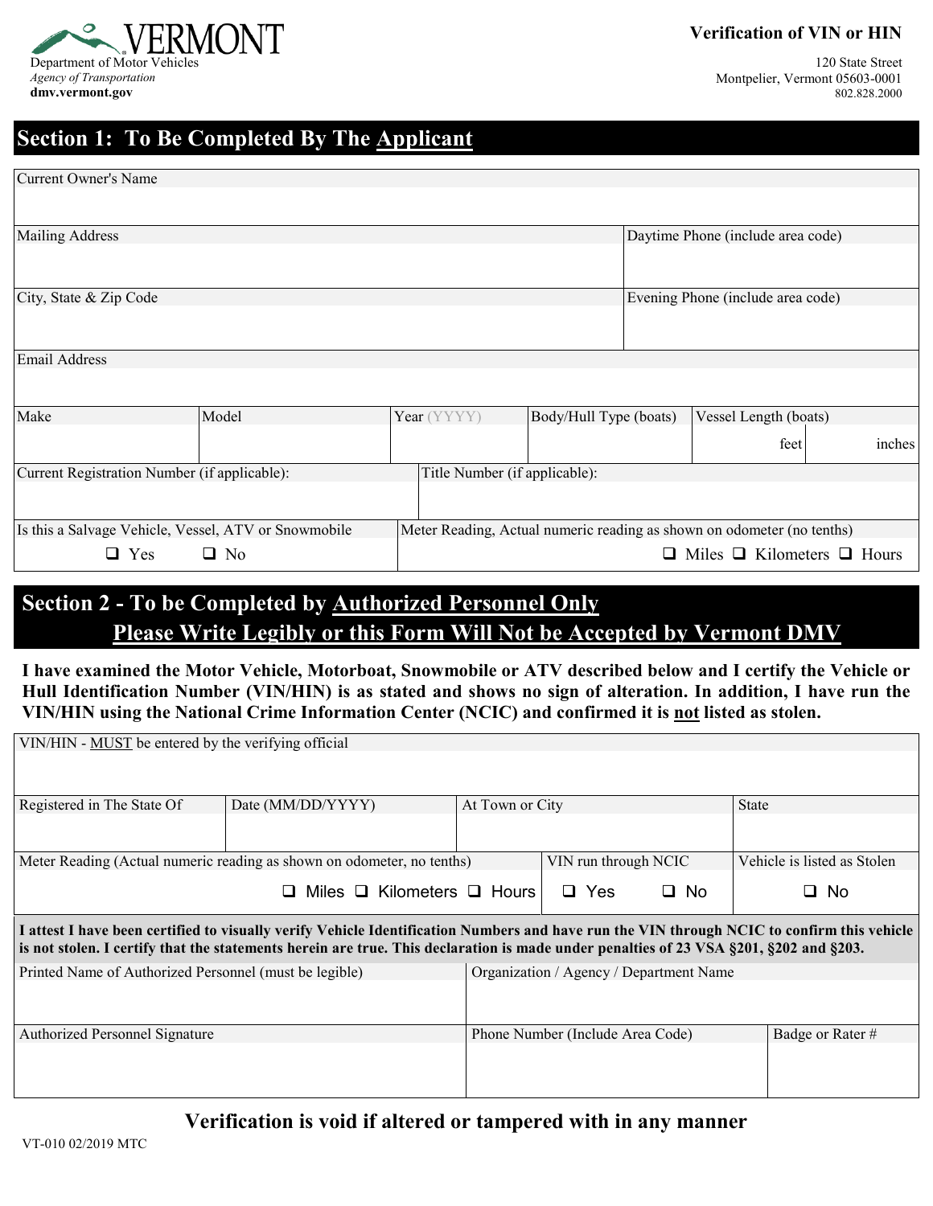VERMONT

Department of Motor Vehicles
*Agency of Transportation*
**dmv.vermont.gov**

**Verification of VIN or HIN**

120 State Street
Montpelier, Vermont 05603-0001
802.828.2000

## Section 1: To Be Completed By The Applicant

| Current Owner's Name | | | | | |
|---|---|---|---|---|---|
| | | | | | |
| Mailing Address | | | | Daytime Phone (include area code) | |
| City, State & Zip Code | | | | Evening Phone (include area code) | |
| Email Address | | | | | |
| Make | Model | Year (YYYY) | Body/Hull Type (boats) | Vessel Length (boats) feet | inches |
| Current Registration Number (if applicable): | | Title Number (if applicable): | | | |
| Is this a Salvage Vehicle, Vessel, ATV or Snowmobile ❑ Yes ❑ No | | Meter Reading, Actual numeric reading as shown on odometer (no tenths) ❑ Miles ❑ Kilometers ❑ Hours | | | |

## Section 2 - To be Completed by Authorized Personnel Only
## Please Write Legibly or this Form Will Not be Accepted by Vermont DMV

**I have examined the Motor Vehicle, Motorboat, Snowmobile or ATV described below and I certify the Vehicle or Hull Identification Number (VIN/HIN) is as stated and shows no sign of alteration. In addition, I have run the VIN/HIN using the National Crime Information Center (NCIC) and confirmed it is not listed as stolen.**

| VIN/HIN - MUST be entered by the verifying official | | | | |
|---|---|---|---|---|
| | | | | |
| Registered in The State Of | Date (MM/DD/YYYY) | At Town or City | | State |
| Meter Reading (Actual numeric reading as shown on odometer, no tenths) ❑ Miles ❑ Kilometers ❑ Hours | | | VIN run through NCIC ❑ Yes ❑ No | Vehicle is listed as Stolen ❑ No |

**I attest I have been certified to visually verify Vehicle Identification Numbers and have run the VIN through NCIC to confirm this vehicle is not stolen. I certify that the statements herein are true. This declaration is made under penalties of 23 VSA §201, §202 and §203.**

| Printed Name of Authorized Personnel (must be legible) | Organization / Agency / Department Name | |
|---|---|---|
| | | |
| Authorized Personnel Signature | Phone Number (Include Area Code) | Badge or Rater # |
| | | |

**Verification is void if altered or tampered with in any manner**

VT-010 02/2019 MTC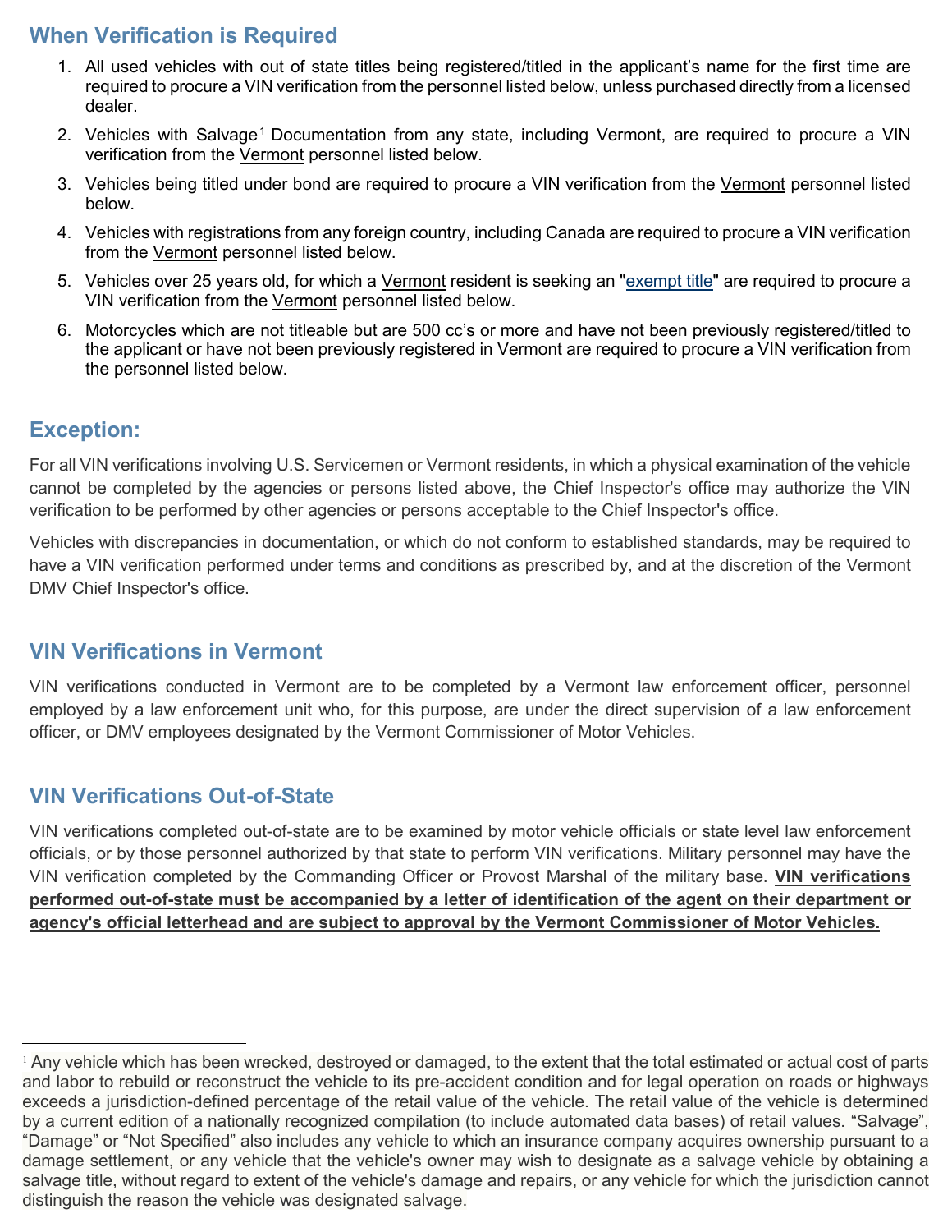## When Verification is Required

1. All used vehicles with out of state titles being registered/titled in the applicant's name for the first time are required to procure a VIN verification from the personnel listed below, unless purchased directly from a licensed dealer.
2. Vehicles with Salvage[1] Documentation from any state, including Vermont, are required to procure a VIN verification from the Vermont personnel listed below.
3. Vehicles being titled under bond are required to procure a VIN verification from the Vermont personnel listed below.
4. Vehicles with registrations from any foreign country, including Canada are required to procure a VIN verification from the Vermont personnel listed below.
5. Vehicles over 25 years old, for which a Vermont resident is seeking an "exempt title" are required to procure a VIN verification from the Vermont personnel listed below.
6. Motorcycles which are not titleable but are 500 cc's or more and have not been previously registered/titled to the applicant or have not been previously registered in Vermont are required to procure a VIN verification from the personnel listed below.

## Exception:

For all VIN verifications involving U.S. Servicemen or Vermont residents, in which a physical examination of the vehicle cannot be completed by the agencies or persons listed above, the Chief Inspector's office may authorize the VIN verification to be performed by other agencies or persons acceptable to the Chief Inspector's office.

Vehicles with discrepancies in documentation, or which do not conform to established standards, may be required to have a VIN verification performed under terms and conditions as prescribed by, and at the discretion of the Vermont DMV Chief Inspector's office.

## VIN Verifications in Vermont

VIN verifications conducted in Vermont are to be completed by a Vermont law enforcement officer, personnel employed by a law enforcement unit who, for this purpose, are under the direct supervision of a law enforcement officer, or DMV employees designated by the Vermont Commissioner of Motor Vehicles.

## VIN Verifications Out-of-State

VIN verifications completed out-of-state are to be examined by motor vehicle officials or state level law enforcement officials, or by those personnel authorized by that state to perform VIN verifications. Military personnel may have the VIN verification completed by the Commanding Officer or Provost Marshal of the military base. **VIN verifications performed out-of-state must be accompanied by a letter of identification of the agent on their department or agency's official letterhead and are subject to approval by the Vermont Commissioner of Motor Vehicles.**

---

[1] Any vehicle which has been wrecked, destroyed or damaged, to the extent that the total estimated or actual cost of parts and labor to rebuild or reconstruct the vehicle to its pre-accident condition and for legal operation on roads or highways exceeds a jurisdiction-defined percentage of the retail value of the vehicle. The retail value of the vehicle is determined by a current edition of a nationally recognized compilation (to include automated data bases) of retail values. "Salvage", "Damage" or "Not Specified" also includes any vehicle to which an insurance company acquires ownership pursuant to a damage settlement, or any vehicle that the vehicle's owner may wish to designate as a salvage vehicle by obtaining a salvage title, without regard to extent of the vehicle's damage and repairs, or any vehicle for which the jurisdiction cannot distinguish the reason the vehicle was designated salvage.